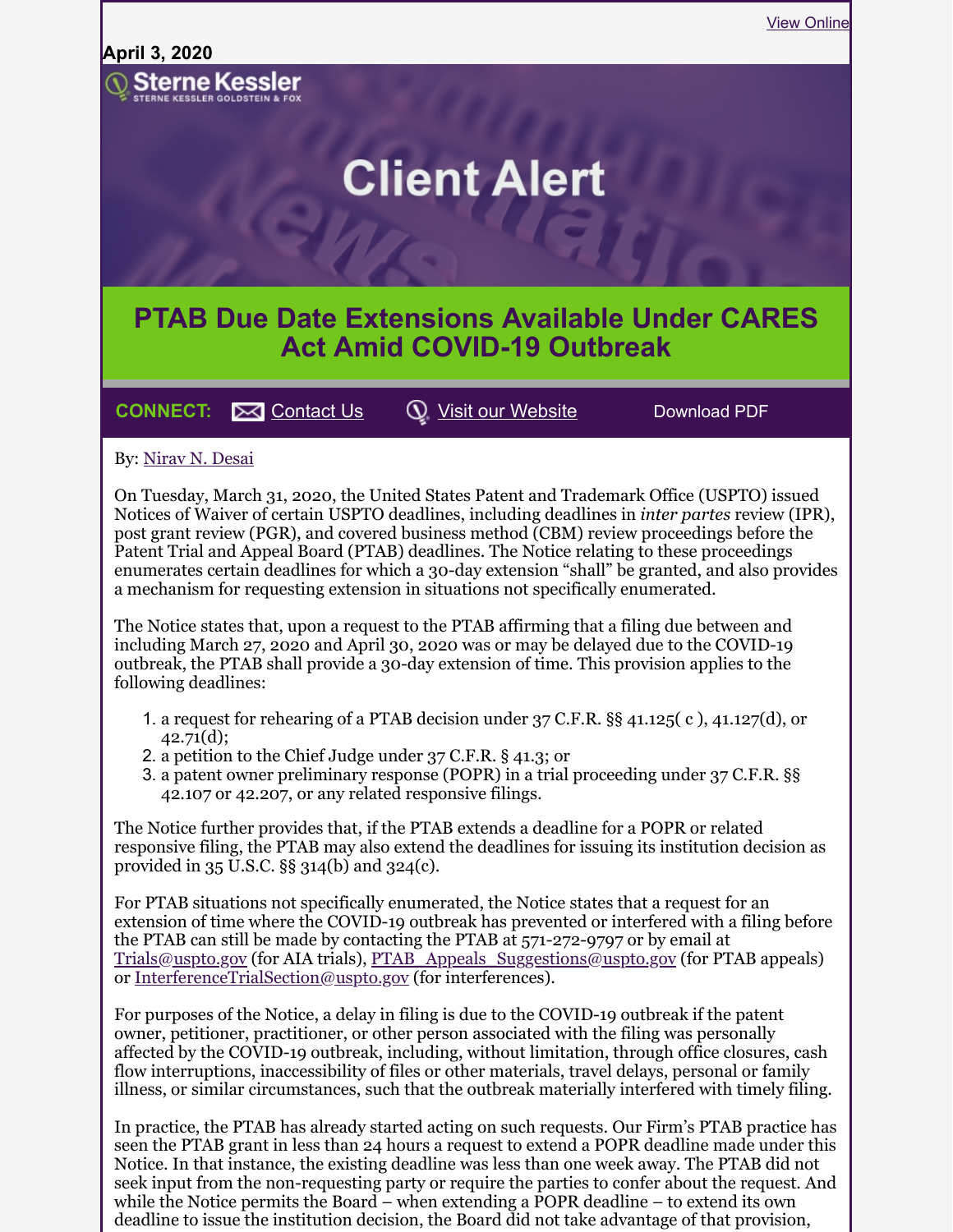April 3, 2020

Sterne Kessler
STERNE KESSLER GOLDSTEIN & FOX

Client Alert

# PTAB Due Date Extensions Available Under CARES Act Amid COVID-19 Outbreak

CONNECT: Contact Us | Visit our Website | Download PDF

By: Nirav N. Desai

On Tuesday, March 31, 2020, the United States Patent and Trademark Office (USPTO) issued Notices of Waiver of certain USPTO deadlines, including deadlines in *inter partes* review (IPR), post grant review (PGR), and covered business method (CBM) review proceedings before the Patent Trial and Appeal Board (PTAB) deadlines. The Notice relating to these proceedings enumerates certain deadlines for which a 30-day extension "shall" be granted, and also provides a mechanism for requesting extension in situations not specifically enumerated.

The Notice states that, upon a request to the PTAB affirming that a filing due between and including March 27, 2020 and April 30, 2020 was or may be delayed due to the COVID-19 outbreak, the PTAB shall provide a 30-day extension of time. This provision applies to the following deadlines:

1. a request for rehearing of a PTAB decision under 37 C.F.R. §§ 41.125( c ), 41.127(d), or 42.71(d);
2. a petition to the Chief Judge under 37 C.F.R. § 41.3; or
3. a patent owner preliminary response (POPR) in a trial proceeding under 37 C.F.R. §§ 42.107 or 42.207, or any related responsive filings.

The Notice further provides that, if the PTAB extends a deadline for a POPR or related responsive filing, the PTAB may also extend the deadlines for issuing its institution decision as provided in 35 U.S.C. §§ 314(b) and 324(c).

For PTAB situations not specifically enumerated, the Notice states that a request for an extension of time where the COVID-19 outbreak has prevented or interfered with a filing before the PTAB can still be made by contacting the PTAB at 571-272-9797 or by email at Trials@uspto.gov (for AIA trials), PTAB_Appeals_Suggestions@uspto.gov (for PTAB appeals) or InterferenceTrialSection@uspto.gov (for interferences).

For purposes of the Notice, a delay in filing is due to the COVID-19 outbreak if the patent owner, petitioner, practitioner, or other person associated with the filing was personally affected by the COVID-19 outbreak, including, without limitation, through office closures, cash flow interruptions, inaccessibility of files or other materials, travel delays, personal or family illness, or similar circumstances, such that the outbreak materially interfered with timely filing.

In practice, the PTAB has already started acting on such requests. Our Firm's PTAB practice has seen the PTAB grant in less than 24 hours a request to extend a POPR deadline made under this Notice. In that instance, the existing deadline was less than one week away. The PTAB did not seek input from the non-requesting party or require the parties to confer about the request. And while the Notice permits the Board – when extending a POPR deadline – to extend its own deadline to issue the institution decision, the Board did not take advantage of that provision,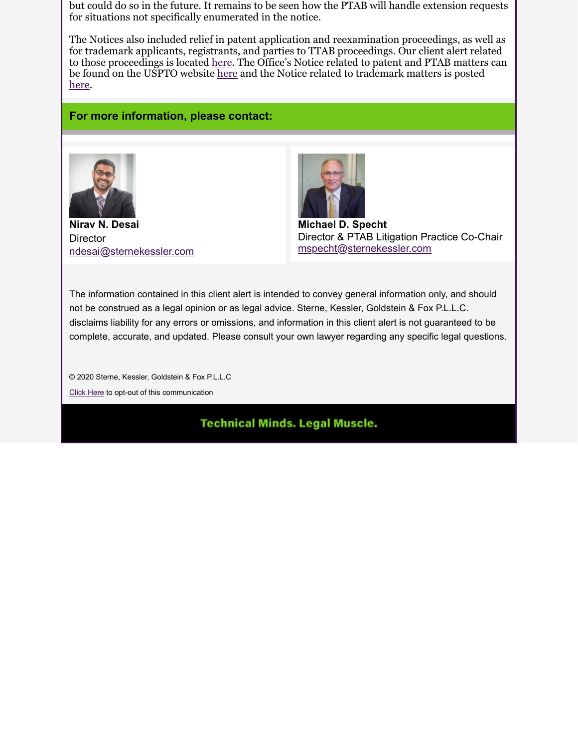but could do so in the future. It remains to be seen how the PTAB will handle extension requests for situations not specifically enumerated in the notice.

The Notices also included relief in patent application and reexamination proceedings, as well as for trademark applicants, registrants, and parties to TTAB proceedings. Our client alert related to those proceedings is located here. The Office's Notice related to patent and PTAB matters can be found on the USPTO website here and the Notice related to trademark matters is posted here.

**For more information, please contact:**

**Nirav N. Desai**
Director
ndesai@sternekessler.com

**Michael D. Specht**
Director & PTAB Litigation Practice Co-Chair
mspecht@sternekessler.com

The information contained in this client alert is intended to convey general information only, and should not be construed as a legal opinion or as legal advice. Sterne, Kessler, Goldstein & Fox P.L.L.C. disclaims liability for any errors or omissions, and information in this client alert is not guaranteed to be complete, accurate, and updated. Please consult your own lawyer regarding any specific legal questions.

© 2020 Sterne, Kessler, Goldstein & Fox P.L.L.C

Click Here to opt-out of this communication

**Technical Minds. Legal Muscle.**